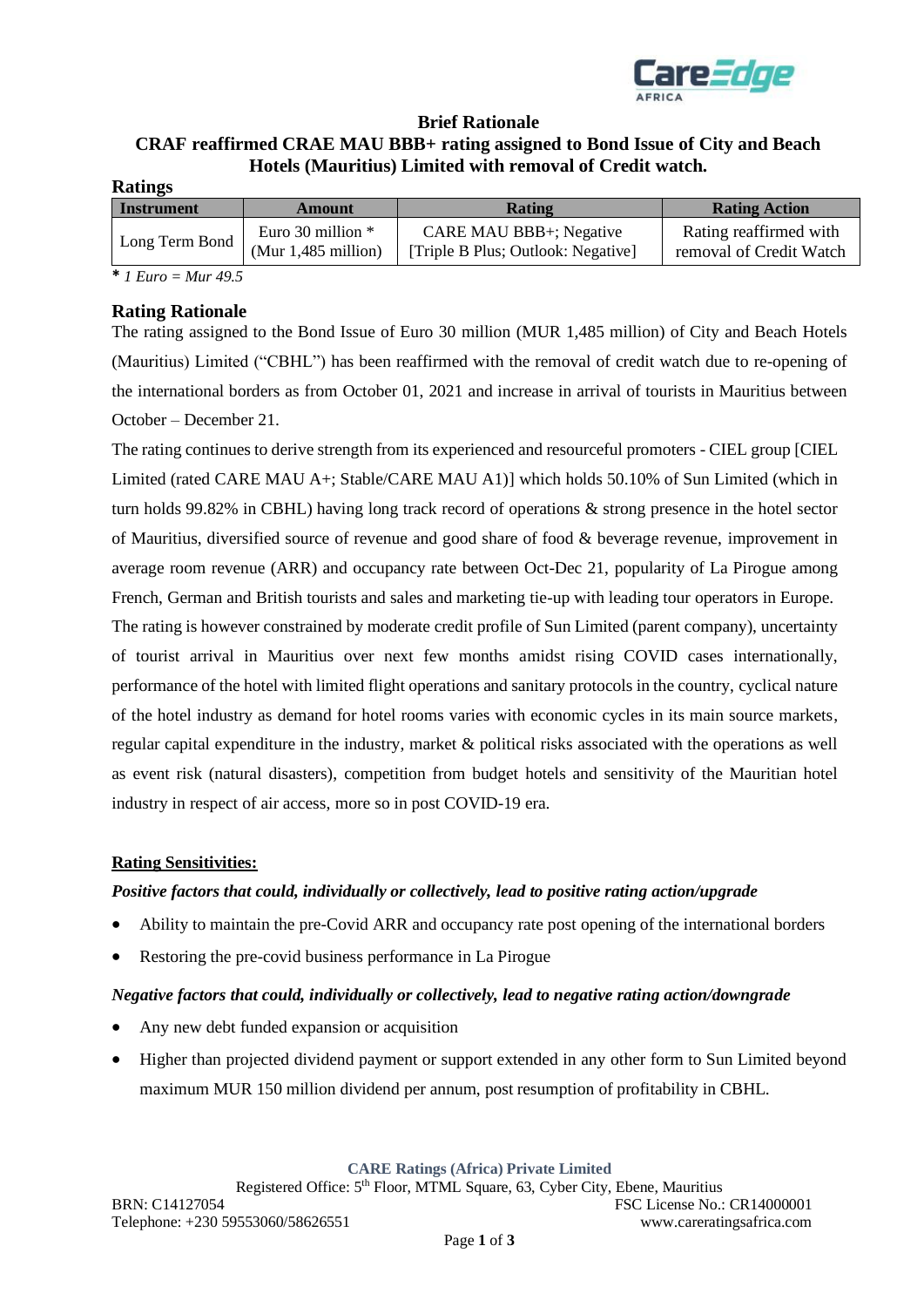**Brief Rationale**

**CRAF reaffirmed CRAE MAU BBB+ rating assigned to Bond Issue of City and Beach Hotels (Mauritius) Limited with removal of Credit watch.**

**Ratings**

| Instrument | Amount | Rating | Rating Action |
|---|---|---|---|
| Long Term Bond | Euro 30 million * (Mur 1,485 million) | CARE MAU BBB+; Negative [Triple B Plus; Outlook: Negative] | Rating reaffirmed with removal of Credit Watch |

*\* 1 Euro = Mur 49.5*

## Rating Rationale

The rating assigned to the Bond Issue of Euro 30 million (MUR 1,485 million) of City and Beach Hotels (Mauritius) Limited ("CBHL") has been reaffirmed with the removal of credit watch due to re-opening of the international borders as from October 01, 2021 and increase in arrival of tourists in Mauritius between October – December 21.

The rating continues to derive strength from its experienced and resourceful promoters - CIEL group [CIEL Limited (rated CARE MAU A+; Stable/CARE MAU A1)] which holds 50.10% of Sun Limited (which in turn holds 99.82% in CBHL) having long track record of operations & strong presence in the hotel sector of Mauritius, diversified source of revenue and good share of food & beverage revenue, improvement in average room revenue (ARR) and occupancy rate between Oct-Dec 21, popularity of La Pirogue among French, German and British tourists and sales and marketing tie-up with leading tour operators in Europe.

The rating is however constrained by moderate credit profile of Sun Limited (parent company), uncertainty of tourist arrival in Mauritius over next few months amidst rising COVID cases internationally, performance of the hotel with limited flight operations and sanitary protocols in the country, cyclical nature of the hotel industry as demand for hotel rooms varies with economic cycles in its main source markets, regular capital expenditure in the industry, market & political risks associated with the operations as well as event risk (natural disasters), competition from budget hotels and sensitivity of the Mauritian hotel industry in respect of air access, more so in post COVID-19 era.

**Rating Sensitivities:**

***Positive factors that could, individually or collectively, lead to positive rating action/upgrade***

- Ability to maintain the pre-Covid ARR and occupancy rate post opening of the international borders
- Restoring the pre-covid business performance in La Pirogue

***Negative factors that could, individually or collectively, lead to negative rating action/downgrade***

- Any new debt funded expansion or acquisition
- Higher than projected dividend payment or support extended in any other form to Sun Limited beyond maximum MUR 150 million dividend per annum, post resumption of profitability in CBHL.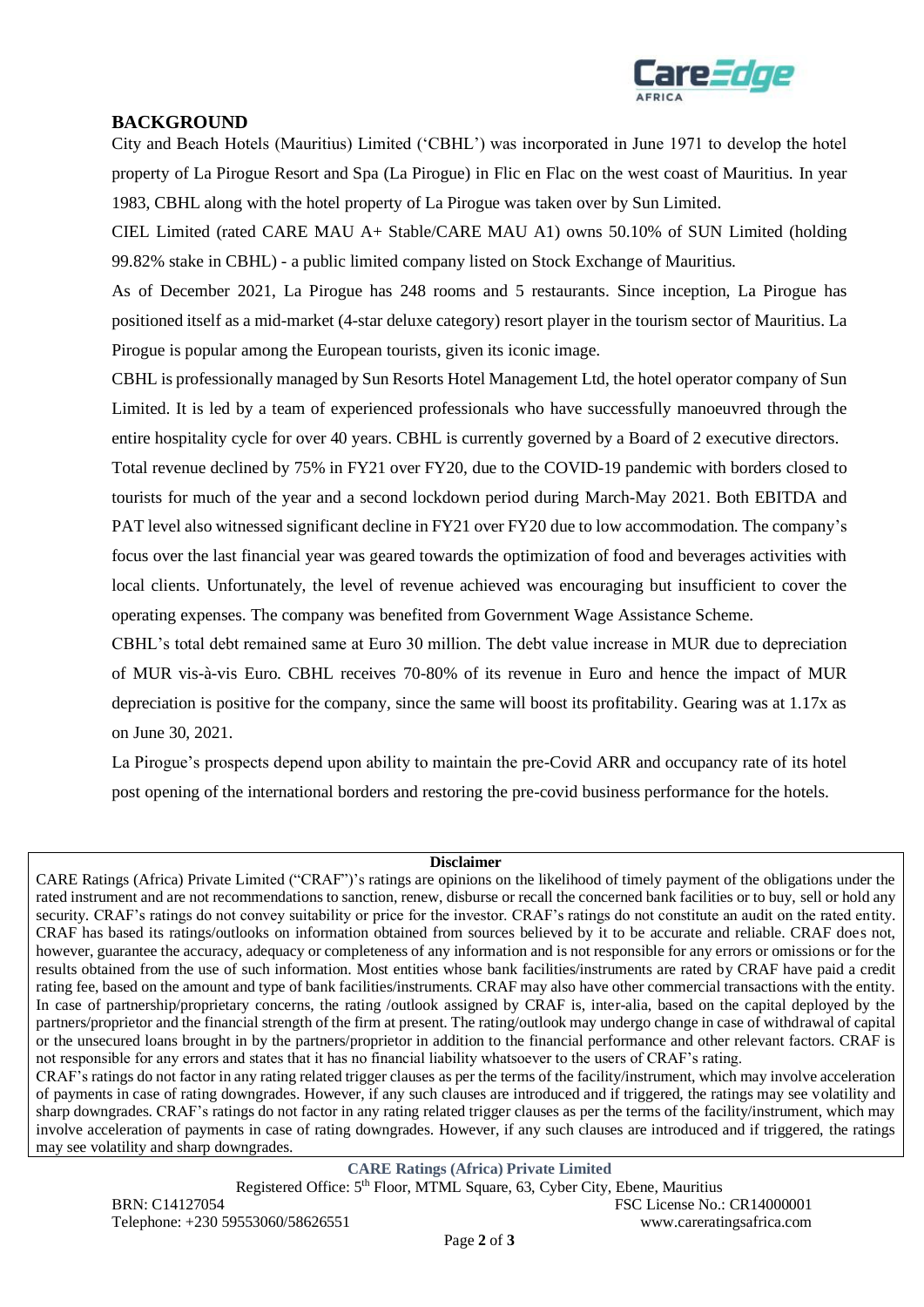## BACKGROUND

City and Beach Hotels (Mauritius) Limited ('CBHL') was incorporated in June 1971 to develop the hotel property of La Pirogue Resort and Spa (La Pirogue) in Flic en Flac on the west coast of Mauritius. In year 1983, CBHL along with the hotel property of La Pirogue was taken over by Sun Limited.

CIEL Limited (rated CARE MAU A+ Stable/CARE MAU A1) owns 50.10% of SUN Limited (holding 99.82% stake in CBHL) - a public limited company listed on Stock Exchange of Mauritius.

As of December 2021, La Pirogue has 248 rooms and 5 restaurants. Since inception, La Pirogue has positioned itself as a mid-market (4-star deluxe category) resort player in the tourism sector of Mauritius. La Pirogue is popular among the European tourists, given its iconic image.

CBHL is professionally managed by Sun Resorts Hotel Management Ltd, the hotel operator company of Sun Limited. It is led by a team of experienced professionals who have successfully manoeuvred through the entire hospitality cycle for over 40 years. CBHL is currently governed by a Board of 2 executive directors.

Total revenue declined by 75% in FY21 over FY20, due to the COVID-19 pandemic with borders closed to tourists for much of the year and a second lockdown period during March-May 2021. Both EBITDA and PAT level also witnessed significant decline in FY21 over FY20 due to low accommodation. The company's focus over the last financial year was geared towards the optimization of food and beverages activities with local clients. Unfortunately, the level of revenue achieved was encouraging but insufficient to cover the operating expenses. The company was benefited from Government Wage Assistance Scheme.

CBHL's total debt remained same at Euro 30 million. The debt value increase in MUR due to depreciation of MUR vis-à-vis Euro. CBHL receives 70-80% of its revenue in Euro and hence the impact of MUR depreciation is positive for the company, since the same will boost its profitability. Gearing was at 1.17x as on June 30, 2021.

La Pirogue's prospects depend upon ability to maintain the pre-Covid ARR and occupancy rate of its hotel post opening of the international borders and restoring the pre-covid business performance for the hotels.

**Disclaimer**

CARE Ratings (Africa) Private Limited ("CRAF")'s ratings are opinions on the likelihood of timely payment of the obligations under the rated instrument and are not recommendations to sanction, renew, disburse or recall the concerned bank facilities or to buy, sell or hold any security. CRAF's ratings do not convey suitability or price for the investor. CRAF's ratings do not constitute an audit on the rated entity. CRAF has based its ratings/outlooks on information obtained from sources believed by it to be accurate and reliable. CRAF does not, however, guarantee the accuracy, adequacy or completeness of any information and is not responsible for any errors or omissions or for the results obtained from the use of such information. Most entities whose bank facilities/instruments are rated by CRAF have paid a credit rating fee, based on the amount and type of bank facilities/instruments. CRAF may also have other commercial transactions with the entity. In case of partnership/proprietary concerns, the rating /outlook assigned by CRAF is, inter-alia, based on the capital deployed by the partners/proprietor and the financial strength of the firm at present. The rating/outlook may undergo change in case of withdrawal of capital or the unsecured loans brought in by the partners/proprietor in addition to the financial performance and other relevant factors. CRAF is not responsible for any errors and states that it has no financial liability whatsoever to the users of CRAF's rating.

CRAF's ratings do not factor in any rating related trigger clauses as per the terms of the facility/instrument, which may involve acceleration of payments in case of rating downgrades. However, if any such clauses are introduced and if triggered, the ratings may see volatility and sharp downgrades. CRAF's ratings do not factor in any rating related trigger clauses as per the terms of the facility/instrument, which may involve acceleration of payments in case of rating downgrades. However, if any such clauses are introduced and if triggered, the ratings may see volatility and sharp downgrades.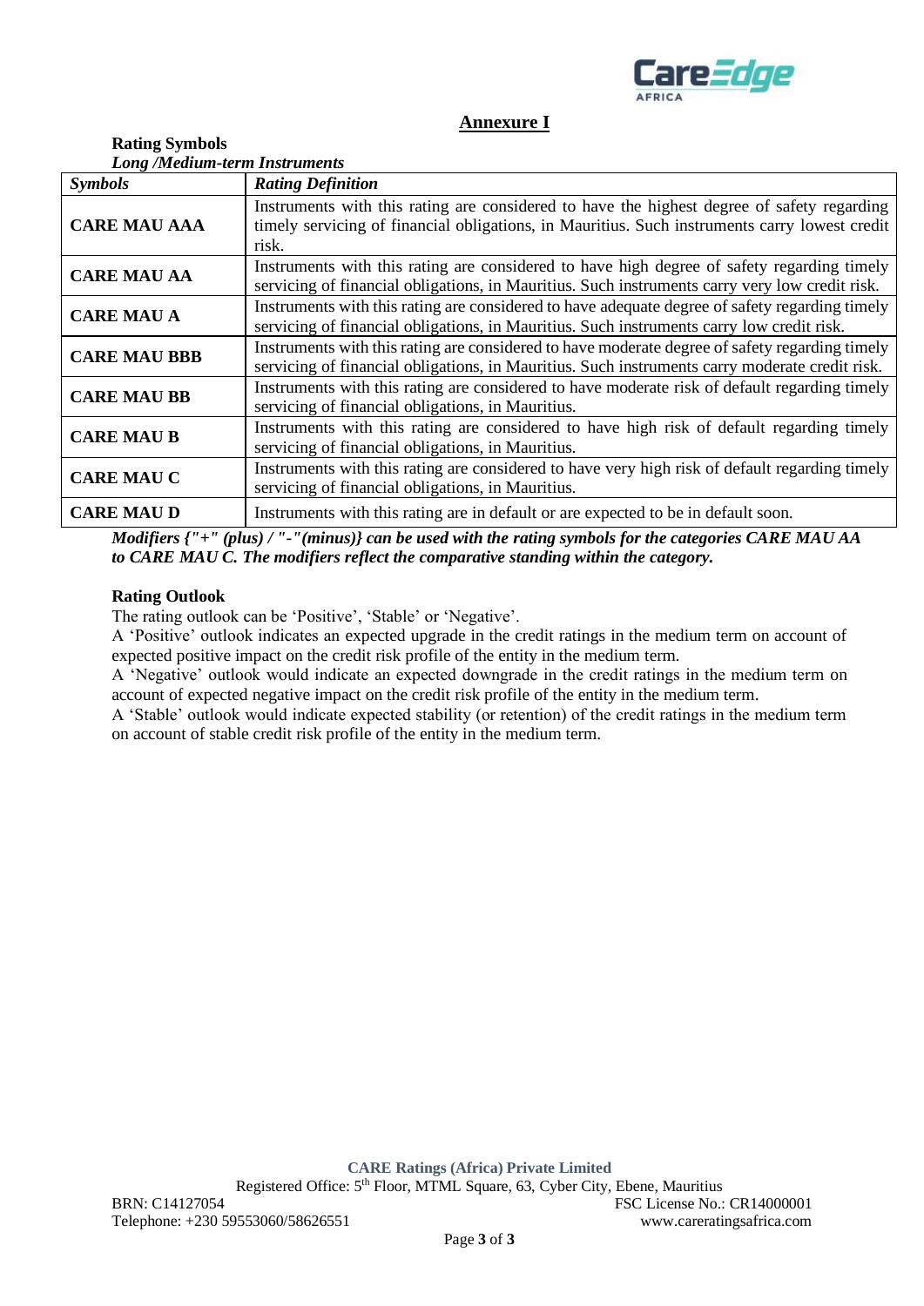## Annexure I

**Rating Symbols**

***Long /Medium-term Instruments***

| *Symbols* | *Rating Definition* |
|---|---|
| **CARE MAU AAA** | Instruments with this rating are considered to have the highest degree of safety regarding timely servicing of financial obligations, in Mauritius. Such instruments carry lowest credit risk. |
| **CARE MAU AA** | Instruments with this rating are considered to have high degree of safety regarding timely servicing of financial obligations, in Mauritius. Such instruments carry very low credit risk. |
| **CARE MAU A** | Instruments with this rating are considered to have adequate degree of safety regarding timely servicing of financial obligations, in Mauritius. Such instruments carry low credit risk. |
| **CARE MAU BBB** | Instruments with this rating are considered to have moderate degree of safety regarding timely servicing of financial obligations, in Mauritius. Such instruments carry moderate credit risk. |
| **CARE MAU BB** | Instruments with this rating are considered to have moderate risk of default regarding timely servicing of financial obligations, in Mauritius. |
| **CARE MAU B** | Instruments with this rating are considered to have high risk of default regarding timely servicing of financial obligations, in Mauritius. |
| **CARE MAU C** | Instruments with this rating are considered to have very high risk of default regarding timely servicing of financial obligations, in Mauritius. |
| **CARE MAU D** | Instruments with this rating are in default or are expected to be in default soon. |

***Modifiers {"+" (plus) / "-"(minus)} can be used with the rating symbols for the categories CARE MAU AA to CARE MAU C. The modifiers reflect the comparative standing within the category.***

**Rating Outlook**

The rating outlook can be 'Positive', 'Stable' or 'Negative'.

A 'Positive' outlook indicates an expected upgrade in the credit ratings in the medium term on account of expected positive impact on the credit risk profile of the entity in the medium term.

A 'Negative' outlook would indicate an expected downgrade in the credit ratings in the medium term on account of expected negative impact on the credit risk profile of the entity in the medium term.

A 'Stable' outlook would indicate expected stability (or retention) of the credit ratings in the medium term on account of stable credit risk profile of the entity in the medium term.